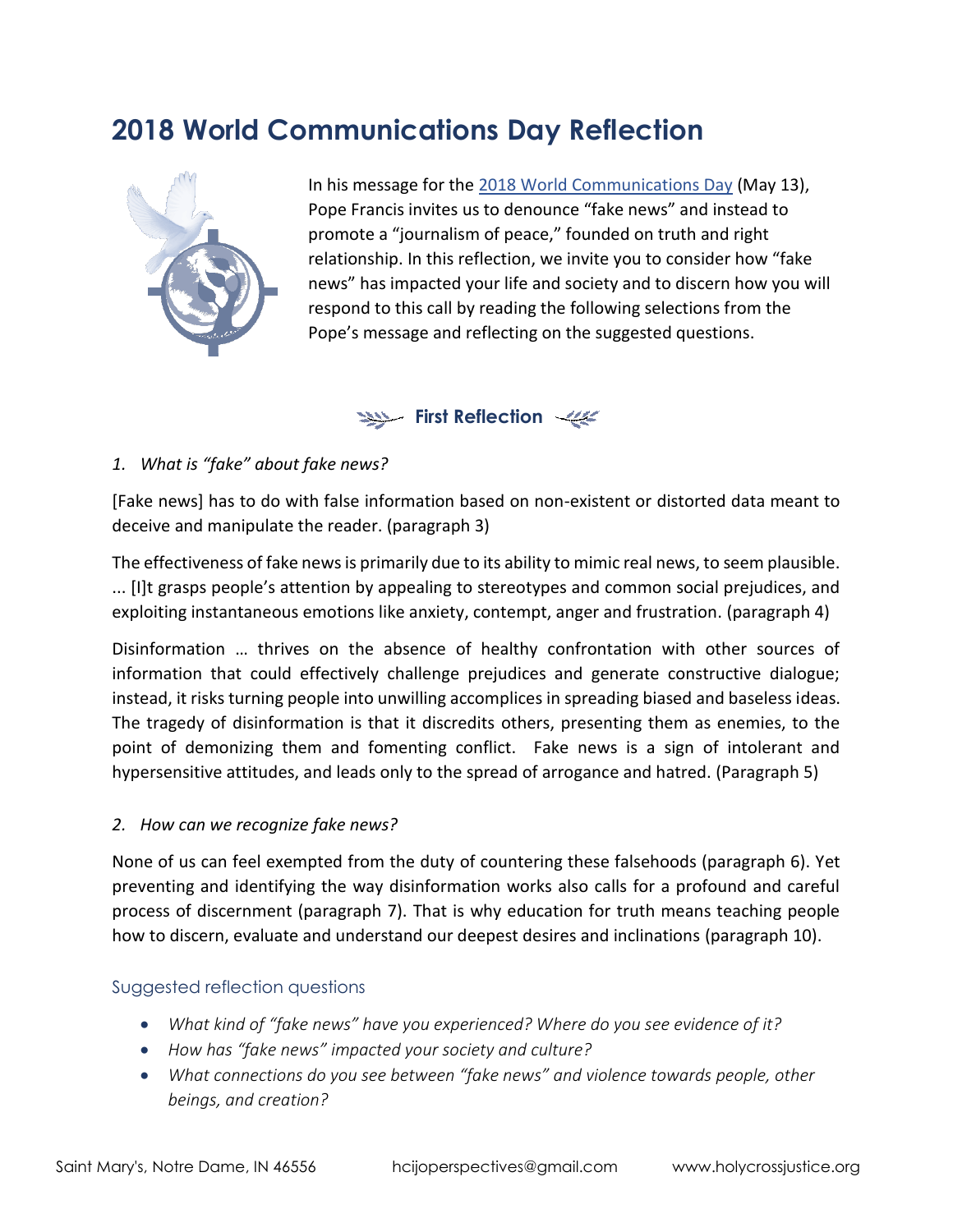# 2018 World Communications Day Reflection

In his message for the [2018 World Communications Day] (May 13), Pope Francis invites us to denounce "fake news" and instead to promote a "journalism of peace," founded on truth and right relationship. In this reflection, we invite you to consider how "fake news" has impacted your life and society and to discern how you will respond to this call by reading the following selections from the Pope's message and reflecting on the suggested questions.

## First Reflection

*1. What is "fake" about fake news?*

[Fake news] has to do with false information based on non-existent or distorted data meant to deceive and manipulate the reader. (paragraph 3)

The effectiveness of fake news is primarily due to its ability to mimic real news, to seem plausible. ... [I]t grasps people's attention by appealing to stereotypes and common social prejudices, and exploiting instantaneous emotions like anxiety, contempt, anger and frustration. (paragraph 4)

Disinformation … thrives on the absence of healthy confrontation with other sources of information that could effectively challenge prejudices and generate constructive dialogue; instead, it risks turning people into unwilling accomplices in spreading biased and baseless ideas. The tragedy of disinformation is that it discredits others, presenting them as enemies, to the point of demonizing them and fomenting conflict. Fake news is a sign of intolerant and hypersensitive attitudes, and leads only to the spread of arrogance and hatred. (Paragraph 5)

*2. How can we recognize fake news?*

None of us can feel exempted from the duty of countering these falsehoods (paragraph 6). Yet preventing and identifying the way disinformation works also calls for a profound and careful process of discernment (paragraph 7). That is why education for truth means teaching people how to discern, evaluate and understand our deepest desires and inclinations (paragraph 10).

### Suggested reflection questions

- *What kind of "fake news" have you experienced? Where do you see evidence of it?*
- *How has "fake news" impacted your society and culture?*
- *What connections do you see between "fake news" and violence towards people, other beings, and creation?*

Saint Mary's, Notre Dame, IN 46556 hcijoperspectives@gmail.com www.holycrossjustice.org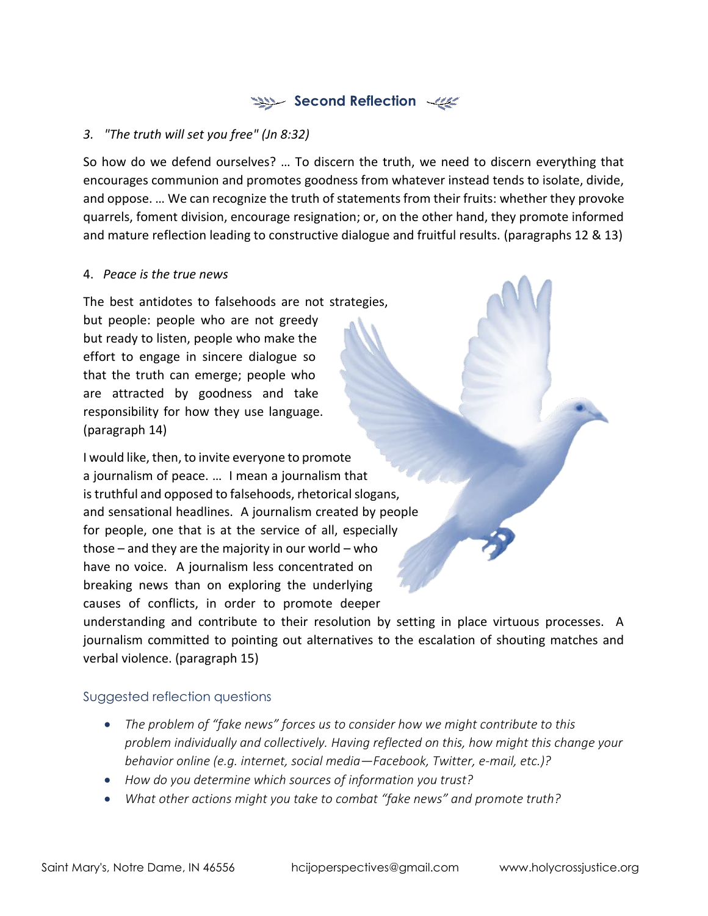## Second Reflection

*3. "The truth will set you free" (Jn 8:32)*

So how do we defend ourselves? … To discern the truth, we need to discern everything that encourages communion and promotes goodness from whatever instead tends to isolate, divide, and oppose. … We can recognize the truth of statements from their fruits: whether they provoke quarrels, foment division, encourage resignation; or, on the other hand, they promote informed and mature reflection leading to constructive dialogue and fruitful results. (paragraphs 12 & 13)

4. *Peace is the true news*

The best antidotes to falsehoods are not strategies, but people: people who are not greedy but ready to listen, people who make the effort to engage in sincere dialogue so that the truth can emerge; people who are attracted by goodness and take responsibility for how they use language. (paragraph 14)

I would like, then, to invite everyone to promote a journalism of peace. … I mean a journalism that is truthful and opposed to falsehoods, rhetorical slogans, and sensational headlines. A journalism created by people for people, one that is at the service of all, especially those – and they are the majority in our world – who have no voice. A journalism less concentrated on breaking news than on exploring the underlying causes of conflicts, in order to promote deeper understanding and contribute to their resolution by setting in place virtuous processes. A journalism committed to pointing out alternatives to the escalation of shouting matches and verbal violence. (paragraph 15)

### Suggested reflection questions

- *The problem of "fake news" forces us to consider how we might contribute to this problem individually and collectively. Having reflected on this, how might this change your behavior online (e.g. internet, social media—Facebook, Twitter, e-mail, etc.)?*
- *How do you determine which sources of information you trust?*
- *What other actions might you take to combat "fake news" and promote truth?*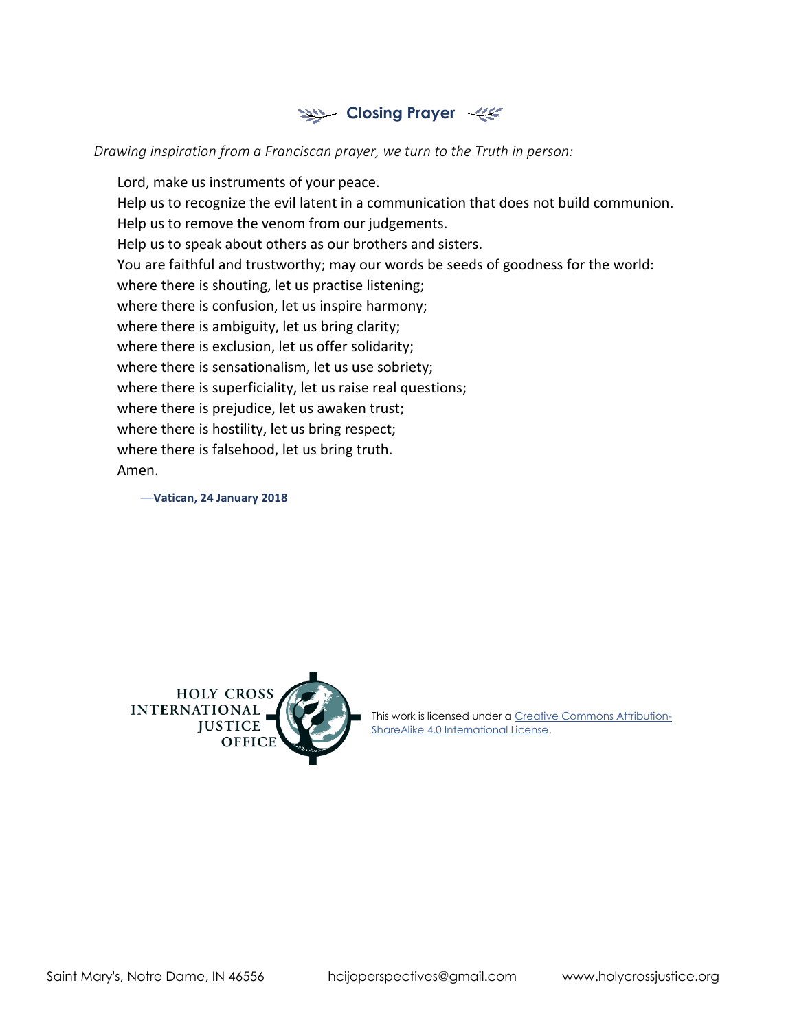## Closing Prayer

*Drawing inspiration from a Franciscan prayer, we turn to the Truth in person:*

Lord, make us instruments of your peace.
Help us to recognize the evil latent in a communication that does not build communion.
Help us to remove the venom from our judgements.
Help us to speak about others as our brothers and sisters.
You are faithful and trustworthy; may our words be seeds of goodness for the world:
where there is shouting, let us practise listening;
where there is confusion, let us inspire harmony;
where there is ambiguity, let us bring clarity;
where there is exclusion, let us offer solidarity;
where there is sensationalism, let us use sobriety;
where there is superficiality, let us raise real questions;
where there is prejudice, let us awaken trust;
where there is hostility, let us bring respect;
where there is falsehood, let us bring truth.
Amen.

—**Vatican, 24 January 2018**

HOLY CROSS INTERNATIONAL JUSTICE OFFICE

This work is licensed under a Creative Commons Attribution-ShareAlike 4.0 International License.

Saint Mary's, Notre Dame, IN 46556 hcijoperspectives@gmail.com www.holycrossjustice.org